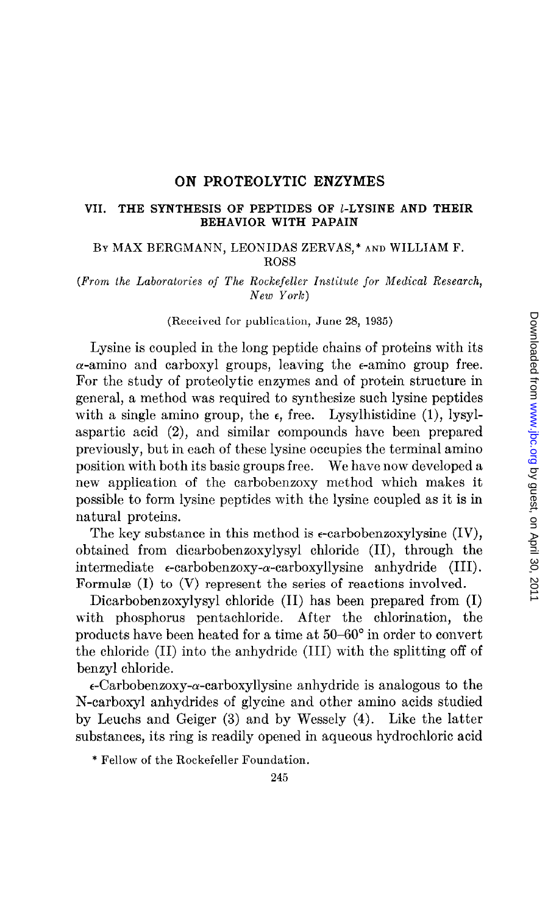# ON PROTEOLYTIC ENZYMES

## VII. THE SYNTHESIS OF PEPTIDES OF *l*-LYSINE AND THEIR BEHAVIOR WITH PAPAIN

BY MAX BERGMANN, LEONIDAS ZERVAS,* AND WILLIAM F. ROSS

*(From the Laboratories of The Rockefeller Institute for Medical Research, New York)*

(Received for publication, June 28, 1935)

Lysine is coupled in the long peptide chains of proteins with its $\alpha$-amino and carboxyl groups, leaving the $\epsilon$-amino group free. For the study of proteolytic enzymes and of protein structure in general, a method was required to synthesize such lysine peptides with a single amino group, the $\epsilon$, free. Lysylhistidine (1), lysylaspartic acid (2), and similar compounds have been prepared previously, but in each of these lysine occupies the terminal amino position with both its basic groups free. We have now developed a new application of the carbobenzoxy method which makes it possible to form lysine peptides with the lysine coupled as it is in natural proteins.

The key substance in this method is $\epsilon$-carbobenzoxylysine (IV), obtained from dicarbobenzoxylysyl chloride (II), through the intermediate $\epsilon$-carbobenzoxy-$\alpha$-carboxyllysine anhydride (III). Formulæ (I) to (V) represent the series of reactions involved.

Dicarbobenzoxylysyl chloride (II) has been prepared from (I) with phosphorus pentachloride. After the chlorination, the products have been heated for a time at 50–60° in order to convert the chloride (II) into the anhydride (III) with the splitting off of benzyl chloride.

$\epsilon$-Carbobenzoxy-$\alpha$-carboxyllysine anhydride is analogous to the N-carboxyl anhydrides of glycine and other amino acids studied by Leuchs and Geiger (3) and by Wessely (4). Like the latter substances, its ring is readily opened in aqueous hydrochloric acid

\* Fellow of the Rockefeller Foundation.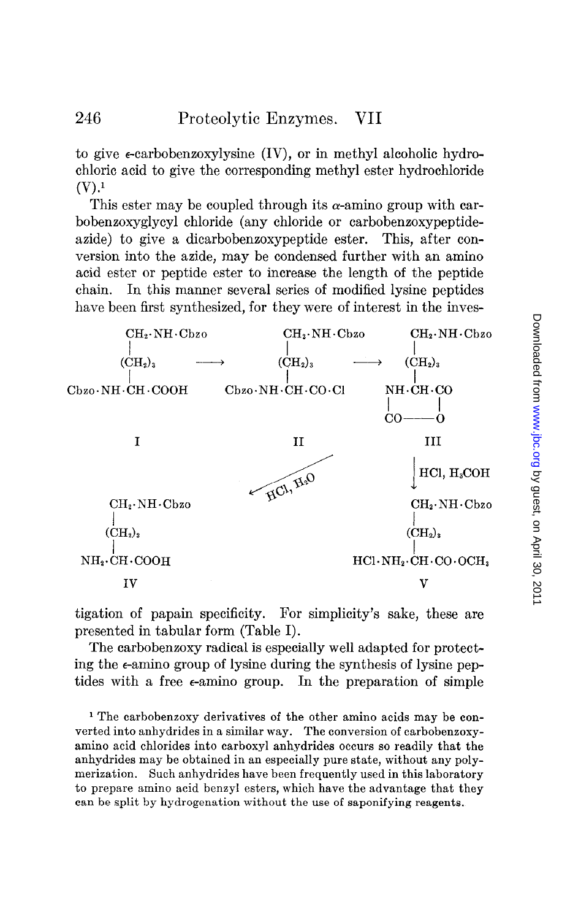to give ε-carbobenzoxylysine (IV), or in methyl alcoholic hydrochloric acid to give the corresponding methyl ester hydrochloride (V).[1]

This ester may be coupled through its α-amino group with carbobenzoxyglycyl chloride (any chloride or carbobenzoxypeptide-azide) to give a dicarbobenzoxypeptide ester. This, after conversion into the azide, may be condensed further with an amino acid ester or peptide ester to increase the length of the peptide chain. In this manner several series of modified lysine peptides have been first synthesized, for they were of interest in the investigation of papain specificity. For simplicity's sake, these are presented in tabular form (Table I).

```
        CH2·NH·Cbzo                  CH2·NH·Cbzo              CH2·NH·Cbzo
        |                            |                        |
        (CH2)3          ——→          (CH2)3        ——→        (CH2)3
        |                            |                        |
Cbzo·NH·CH·COOH             Cbzo·NH·CH·CO·Cl                  NH·CH·CO
                                                              |     |
                                                              CO————O

        I                            II                       III

                         ←— HCl, H2O                          | HCl, H3COH
                                                              ↓
        CH2·NH·Cbzo                                           CH2·NH·Cbzo
        |                                                     |
        (CH2)3                                                (CH2)3
        |                                                     |
        NH2·CH·COOH                                  HCl·NH2·CH·CO·OCH3

        IV                                                    V
```

The carbobenzoxy radical is especially well adapted for protecting the ε-amino group of lysine during the synthesis of lysine peptides with a free ε-amino group. In the preparation of simple

[1] The carbobenzoxy derivatives of the other amino acids may be converted into anhydrides in a similar way. The conversion of carbobenzoxy-amino acid chlorides into carboxyl anhydrides occurs so readily that the anhydrides may be obtained in an especially pure state, without any polymerization. Such anhydrides have been frequently used in this laboratory to prepare amino acid benzyl esters, which have the advantage that they can be split by hydrogenation without the use of saponifying reagents.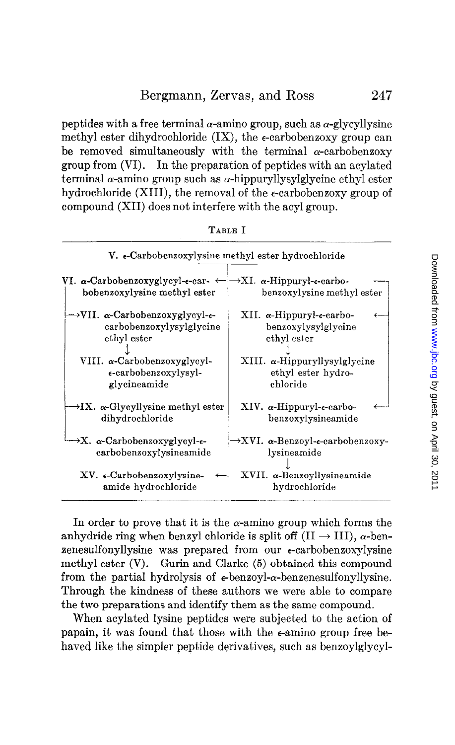peptides with a free terminal α-amino group, such as α-glycyllysine methyl ester dihydrochloride (IX), the ε-carbobenzoxy group can be removed simultaneously with the terminal α-carbobenzoxy group from (VI). In the preparation of peptides with an acylated terminal α-amino group such as α-hippuryllysylglycine ethyl ester hydrochloride (XIII), the removal of the ε-carbobenzoxy group of compound (XII) does not interfere with the acyl group.

TABLE I

| V. ε-Carbobenzoxylysine methyl ester hydrochloride | |
|---|---|
| VI. α-Carbobenzoxyglycyl-ε-carbobenzoxylysine methyl ester ← | → XI. α-Hippuryl-ε-carbobenzoxylysine methyl ester |
| → VII. α-Carbobenzoxyglycyl-ε-carbobenzoxylysylglycine ethyl ester ↓ | XII. α-Hippuryl-ε-carbobenzoxylysylglycine ethyl ester ← ↓ |
| VIII. α-Carbobenzoxyglycyl-ε-carbobenzoxylysylglycineamide | XIII. α-Hippuryllysylglycine ethyl ester hydrochloride |
| → IX. α-Glycyllysine methyl ester dihydrochloride | XIV. α-Hippuryl-ε-carbobenzoxylysineamide ← |
| → X. α-Carbobenzoxyglycyl-ε-carbobenzoxylysineamide | → XVI. α-Benzoyl-ε-carbobenzoxylysineamide ↓ |
| XV. ε-Carbobenzoxylysineamide hydrochloride ← | XVII. α-Benzoyllysineamide hydrochloride |

In order to prove that it is the α-amino group which forms the anhydride ring when benzyl chloride is split off (II → III), α-benzenesulfonyllysine was prepared from our ε-carbobenzoxylysine methyl ester (V). Gurin and Clarke (5) obtained this compound from the partial hydrolysis of ε-benzoyl-α-benzenesulfonyllysine. Through the kindness of these authors we were able to compare the two preparations and identify them as the same compound.

When acylated lysine peptides were subjected to the action of papain, it was found that those with the ε-amino group free behaved like the simpler peptide derivatives, such as benzoylglycyl-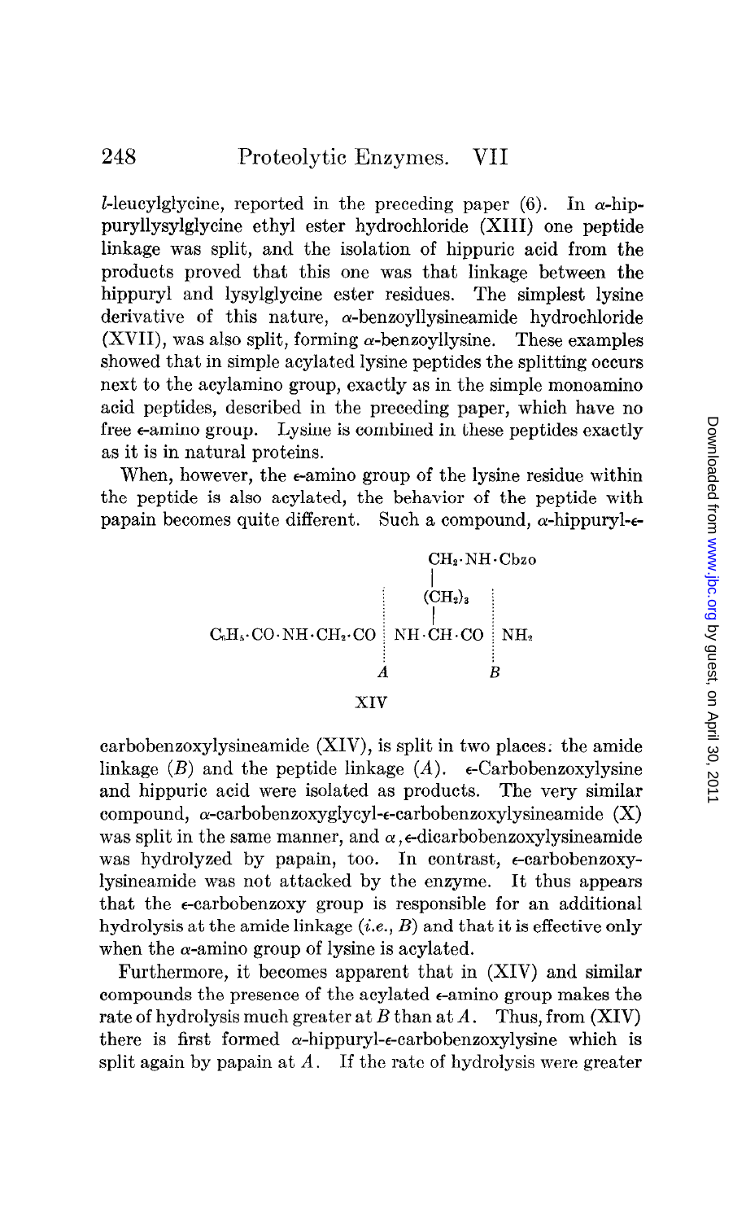*l*-leucylglycine, reported in the preceding paper (6). In α-hippuryllysylglycine ethyl ester hydrochloride (XIII) one peptide linkage was split, and the isolation of hippuric acid from the products proved that this one was that linkage between the hippuryl and lysylglycine ester residues. The simplest lysine derivative of this nature, α-benzoyllysineamide hydrochloride (XVII), was also split, forming α-benzoyllysine. These examples showed that in simple acylated lysine peptides the splitting occurs next to the acylamino group, exactly as in the simple monoamino acid peptides, described in the preceding paper, which have no free ε-amino group. Lysine is combined in these peptides exactly as it is in natural proteins.

When, however, the ε-amino group of the lysine residue within the peptide is also acylated, the behavior of the peptide with papain becomes quite different. Such a compound, α-hippuryl-ε-carbobenzoxylysineamide (XIV),

```
                                   CH2·NH·Cbzo
                                   |
                          :       (CH2)3        :
                          :        |            :
C6H5·CO·NH·CH2·CO   :  NH·CH·CO    :  NH2
                          :                     :
                          A                     B

                                 XIV
```

is split in two places: the amide linkage (*B*) and the peptide linkage (*A*). ε-Carbobenzoxylysine and hippuric acid were isolated as products. The very similar compound, α-carbobenzoxyglycyl-ε-carbobenzoxylysineamide (X) was split in the same manner, and α,ε-dicarbobenzoxylysineamide was hydrolyzed by papain, too. In contrast, ε-carbobenzoxylysineamide was not attacked by the enzyme. It thus appears that the ε-carbobenzoxy group is responsible for an additional hydrolysis at the amide linkage (*i.e.*, *B*) and that it is effective only when the α-amino group of lysine is acylated.

Furthermore, it becomes apparent that in (XIV) and similar compounds the presence of the acylated ε-amino group makes the rate of hydrolysis much greater at *B* than at *A*. Thus, from (XIV) there is first formed α-hippuryl-ε-carbobenzoxylysine which is split again by papain at *A*. If the rate of hydrolysis were greater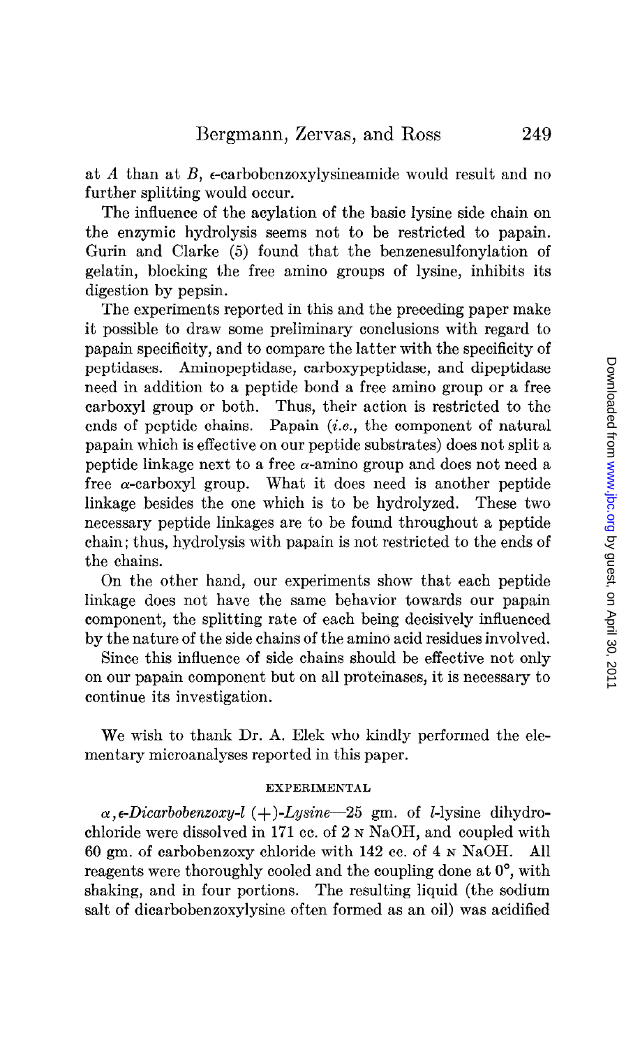at $A$ than at $B$, $\epsilon$-carbobenzoxylysineamide would result and no further splitting would occur.

The influence of the acylation of the basic lysine side chain on the enzymic hydrolysis seems not to be restricted to papain. Gurin and Clarke (5) found that the benzenesulfonylation of gelatin, blocking the free amino groups of lysine, inhibits its digestion by pepsin.

The experiments reported in this and the preceding paper make it possible to draw some preliminary conclusions with regard to papain specificity, and to compare the latter with the specificity of peptidases. Aminopeptidase, carboxypeptidase, and dipeptidase need in addition to a peptide bond a free amino group or a free carboxyl group or both. Thus, their action is restricted to the ends of peptide chains. Papain (*i.e.*, the component of natural papain which is effective on our peptide substrates) does not split a peptide linkage next to a free $\alpha$-amino group and does not need a free $\alpha$-carboxyl group. What it does need is another peptide linkage besides the one which is to be hydrolyzed. These two necessary peptide linkages are to be found throughout a peptide chain; thus, hydrolysis with papain is not restricted to the ends of the chains.

On the other hand, our experiments show that each peptide linkage does not have the same behavior towards our papain component, the splitting rate of each being decisively influenced by the nature of the side chains of the amino acid residues involved.

Since this influence of side chains should be effective not only on our papain component but on all proteinases, it is necessary to continue its investigation.

We wish to thank Dr. A. Elek who kindly performed the elementary microanalyses reported in this paper.

## EXPERIMENTAL

*$\alpha,\epsilon$-Dicarbobenzoxy-l (+)-Lysine*—25 gm. of *l*-lysine dihydrochloride were dissolved in 171 cc. of 2 N NaOH, and coupled with 60 gm. of carbobenzoxy chloride with 142 cc. of 4 N NaOH. All reagents were thoroughly cooled and the coupling done at 0°, with shaking, and in four portions. The resulting liquid (the sodium salt of dicarbobenzoxylysine often formed as an oil) was acidified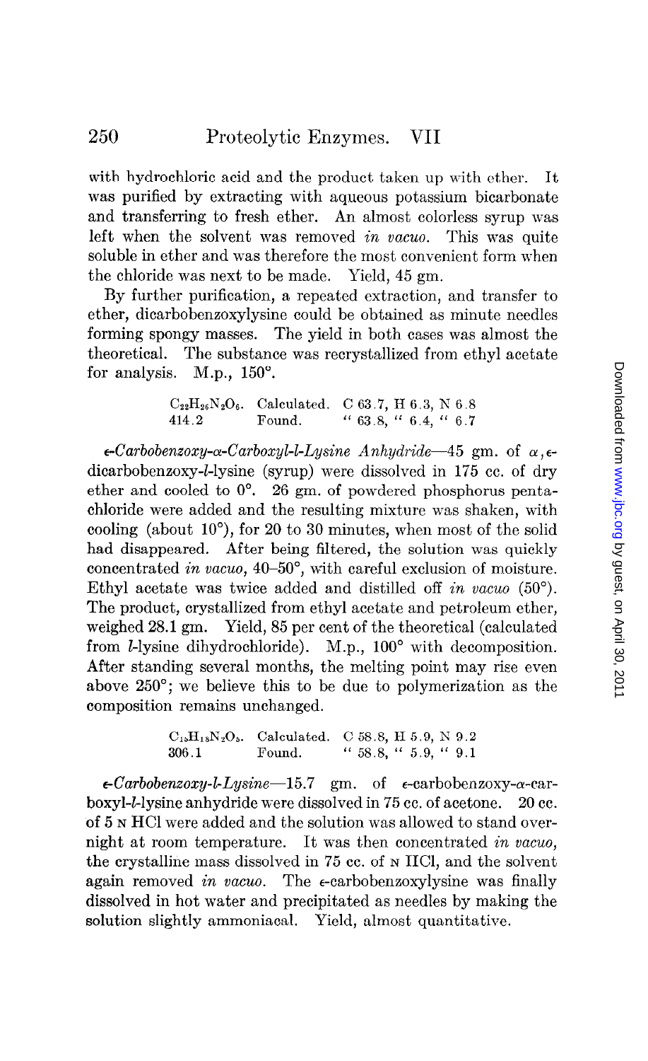with hydrochloric acid and the product taken up with ether. It was purified by extracting with aqueous potassium bicarbonate and transferring to fresh ether. An almost colorless syrup was left when the solvent was removed *in vacuo*. This was quite soluble in ether and was therefore the most convenient form when the chloride was next to be made. Yield, 45 gm.

By further purification, a repeated extraction, and transfer to ether, dicarbobenzoxylysine could be obtained as minute needles forming spongy masses. The yield in both cases was almost the theoretical. The substance was recrystallized from ethyl acetate for analysis. M.p., 150°.

| $C_{22}H_{26}N_2O_6$. | Calculated. | C 63.7, H 6.3, N 6.8 |
|---|---|---|
| 414.2 | Found. | " 63.8, " 6.4, " 6.7 |

*ε-Carbobenzoxy-α-Carboxyl-l-Lysine Anhydride*—45 gm. of α,ε-dicarbobenzoxy-*l*-lysine (syrup) were dissolved in 175 cc. of dry ether and cooled to 0°. 26 gm. of powdered phosphorus pentachloride were added and the resulting mixture was shaken, with cooling (about 10°), for 20 to 30 minutes, when most of the solid had disappeared. After being filtered, the solution was quickly concentrated *in vacuo*, 40–50°, with careful exclusion of moisture. Ethyl acetate was twice added and distilled off *in vacuo* (50°). The product, crystallized from ethyl acetate and petroleum ether, weighed 28.1 gm. Yield, 85 per cent of the theoretical (calculated from *l*-lysine dihydrochloride). M.p., 100° with decomposition. After standing several months, the melting point may rise even above 250°; we believe this to be due to polymerization as the composition remains unchanged.

| $C_{15}H_{18}N_2O_5$. | Calculated. | C 58.8, H 5.9, N 9.2 |
|---|---|---|
| 306.1 | Found. | " 58.8, " 5.9, " 9.1 |

*ε-Carbobenzoxy-l-Lysine*—15.7 gm. of ε-carbobenzoxy-α-carboxyl-*l*-lysine anhydride were dissolved in 75 cc. of acetone. 20 cc. of 5 N HCl were added and the solution was allowed to stand overnight at room temperature. It was then concentrated *in vacuo*, the crystalline mass dissolved in 75 cc. of N HCl, and the solvent again removed *in vacuo*. The ε-carbobenzoxylysine was finally dissolved in hot water and precipitated as needles by making the solution slightly ammoniacal. Yield, almost quantitative.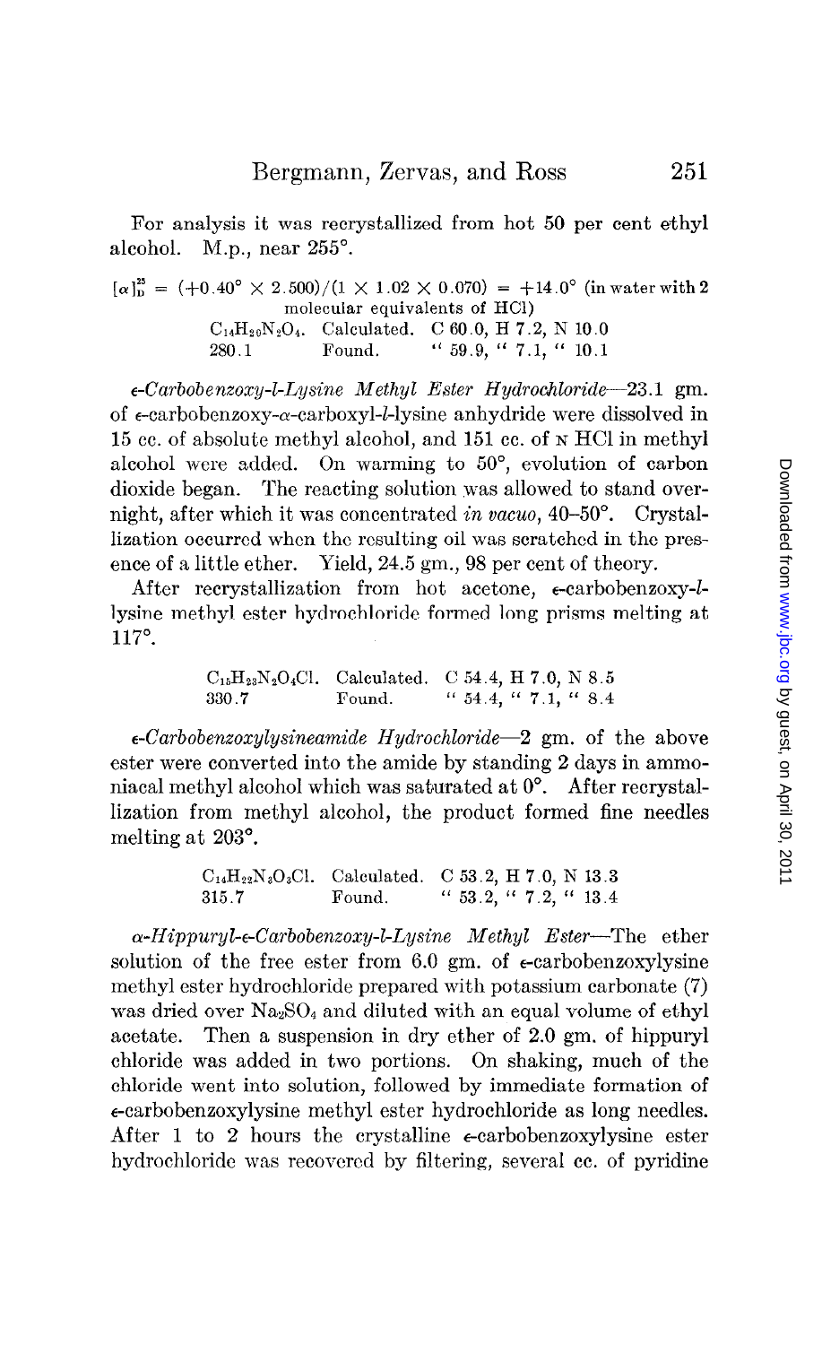For analysis it was recrystallized from hot 50 per cent ethyl alcohol. M.p., near 255°.

$[\alpha]_D^{25} = (+0.40° \times 2.500)/(1 \times 1.02 \times 0.070) = +14.0°$ (in water with 2 molecular equivalents of HCl)

| | | |
|---|---|---|
| $C_{14}H_{20}N_2O_4$. | Calculated. | C 60.0, H 7.2, N 10.0 |
| 280.1 | Found. | " 59.9, " 7.1, " 10.1 |

*ε-Carbobenzoxy-l-Lysine Methyl Ester Hydrochloride*—23.1 gm. of ε-carbobenzoxy-α-carboxyl-*l*-lysine anhydride were dissolved in 15 cc. of absolute methyl alcohol, and 151 cc. of N HCl in methyl alcohol were added. On warming to 50°, evolution of carbon dioxide began. The reacting solution was allowed to stand overnight, after which it was concentrated *in vacuo*, 40–50°. Crystallization occurred when the resulting oil was scratched in the presence of a little ether. Yield, 24.5 gm., 98 per cent of theory.

After recrystallization from hot acetone, ε-carbobenzoxy-*l*-lysine methyl ester hydrochloride formed long prisms melting at 117°.

| | | |
|---|---|---|
| $C_{15}H_{23}N_2O_4Cl$. | Calculated. | C 54.4, H 7.0, N 8.5 |
| 330.7 | Found. | " 54.4, " 7.1, " 8.4 |

*ε-Carbobenzoxylysineamide Hydrochloride*—2 gm. of the above ester were converted into the amide by standing 2 days in ammoniacal methyl alcohol which was saturated at 0°. After recrystallization from methyl alcohol, the product formed fine needles melting at 203°.

| | | |
|---|---|---|
| $C_{14}H_{22}N_3O_3Cl$. | Calculated. | C 53.2, H 7.0, N 13.3 |
| 315.7 | Found. | " 53.2, " 7.2, " 13.4 |

*α-Hippuryl-ε-Carbobenzoxy-l-Lysine Methyl Ester*—The ether solution of the free ester from 6.0 gm. of ε-carbobenzoxylysine methyl ester hydrochloride prepared with potassium carbonate (7) was dried over $Na_2SO_4$ and diluted with an equal volume of ethyl acetate. Then a suspension in dry ether of 2.0 gm. of hippuryl chloride was added in two portions. On shaking, much of the chloride went into solution, followed by immediate formation of ε-carbobenzoxylysine methyl ester hydrochloride as long needles. After 1 to 2 hours the crystalline ε-carbobenzoxylysine ester hydrochloride was recovered by filtering, several cc. of pyridine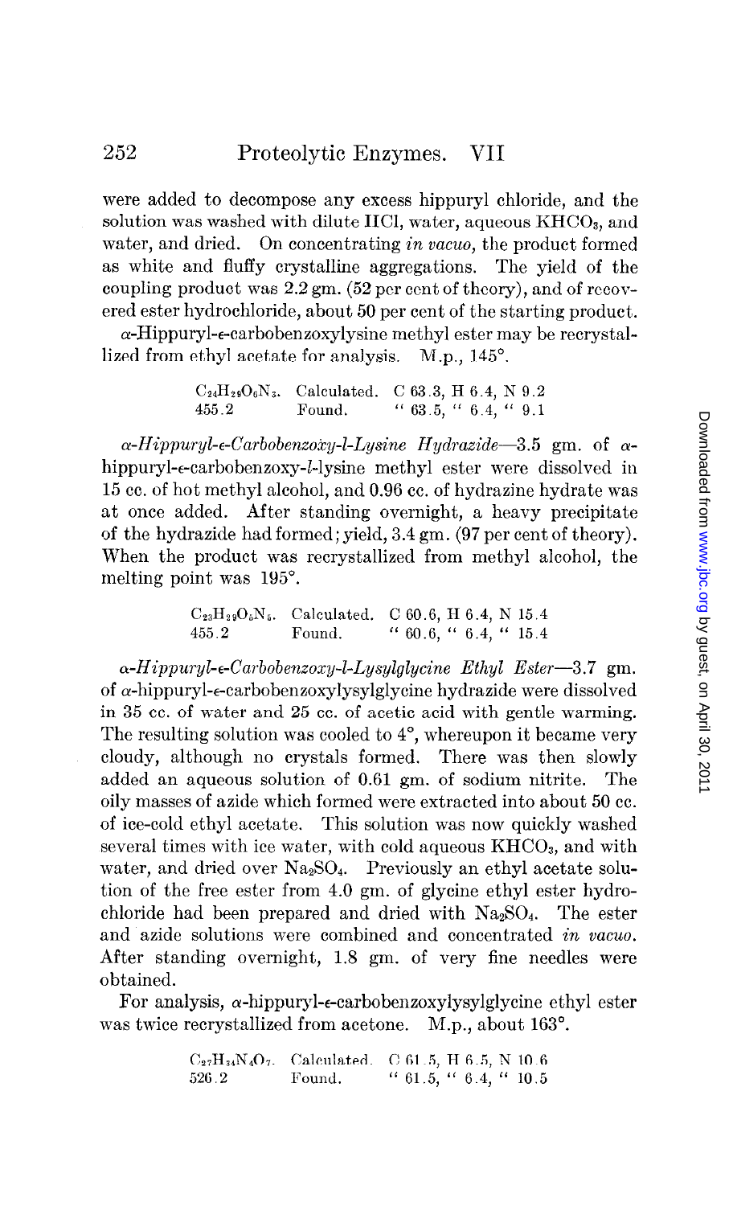were added to decompose any excess hippuryl chloride, and the solution was washed with dilute HCl, water, aqueous $KHCO_3$, and water, and dried. On concentrating *in vacuo*, the product formed as white and fluffy crystalline aggregations. The yield of the coupling product was 2.2 gm. (52 per cent of theory), and of recovered ester hydrochloride, about 50 per cent of the starting product.

α-Hippuryl-ε-carbobenzoxylysine methyl ester may be recrystallized from ethyl acetate for analysis. M.p., 145°.

| | | |
|---|---|---|
| $C_{24}H_{29}O_6N_3$. | Calculated. | C 63.3, H 6.4, N 9.2 |
| 455.2 | Found. | " 63.5, " 6.4, " 9.1 |

*α-Hippuryl-ε-Carbobenzoxy-l-Lysine Hydrazide*—3.5 gm. of α-hippuryl-ε-carbobenzoxy-*l*-lysine methyl ester were dissolved in 15 cc. of hot methyl alcohol, and 0.96 cc. of hydrazine hydrate was at once added. After standing overnight, a heavy precipitate of the hydrazide had formed; yield, 3.4 gm. (97 per cent of theory). When the product was recrystallized from methyl alcohol, the melting point was 195°.

| | | |
|---|---|---|
| $C_{23}H_{29}O_5N_5$. | Calculated. | C 60.6, H 6.4, N 15.4 |
| 455.2 | Found. | " 60.6, " 6.4, " 15.4 |

*α-Hippuryl-ε-Carbobenzoxy-l-Lysylglycine Ethyl Ester*—3.7 gm. of α-hippuryl-ε-carbobenzoxylysylglycine hydrazide were dissolved in 35 cc. of water and 25 cc. of acetic acid with gentle warming. The resulting solution was cooled to 4°, whereupon it became very cloudy, although no crystals formed. There was then slowly added an aqueous solution of 0.61 gm. of sodium nitrite. The oily masses of azide which formed were extracted into about 50 cc. of ice-cold ethyl acetate. This solution was now quickly washed several times with ice water, with cold aqueous $KHCO_3$, and with water, and dried over $Na_2SO_4$. Previously an ethyl acetate solution of the free ester from 4.0 gm. of glycine ethyl ester hydrochloride had been prepared and dried with $Na_2SO_4$. The ester and azide solutions were combined and concentrated *in vacuo*. After standing overnight, 1.8 gm. of very fine needles were obtained.

For analysis, α-hippuryl-ε-carbobenzoxylysylglycine ethyl ester was twice recrystallized from acetone. M.p., about 163°.

| | | |
|---|---|---|
| $C_{27}H_{34}N_4O_7$. | Calculated. | C 61.5, H 6.5, N 10.6 |
| 526.2 | Found. | " 61.5, " 6.4, " 10.5 |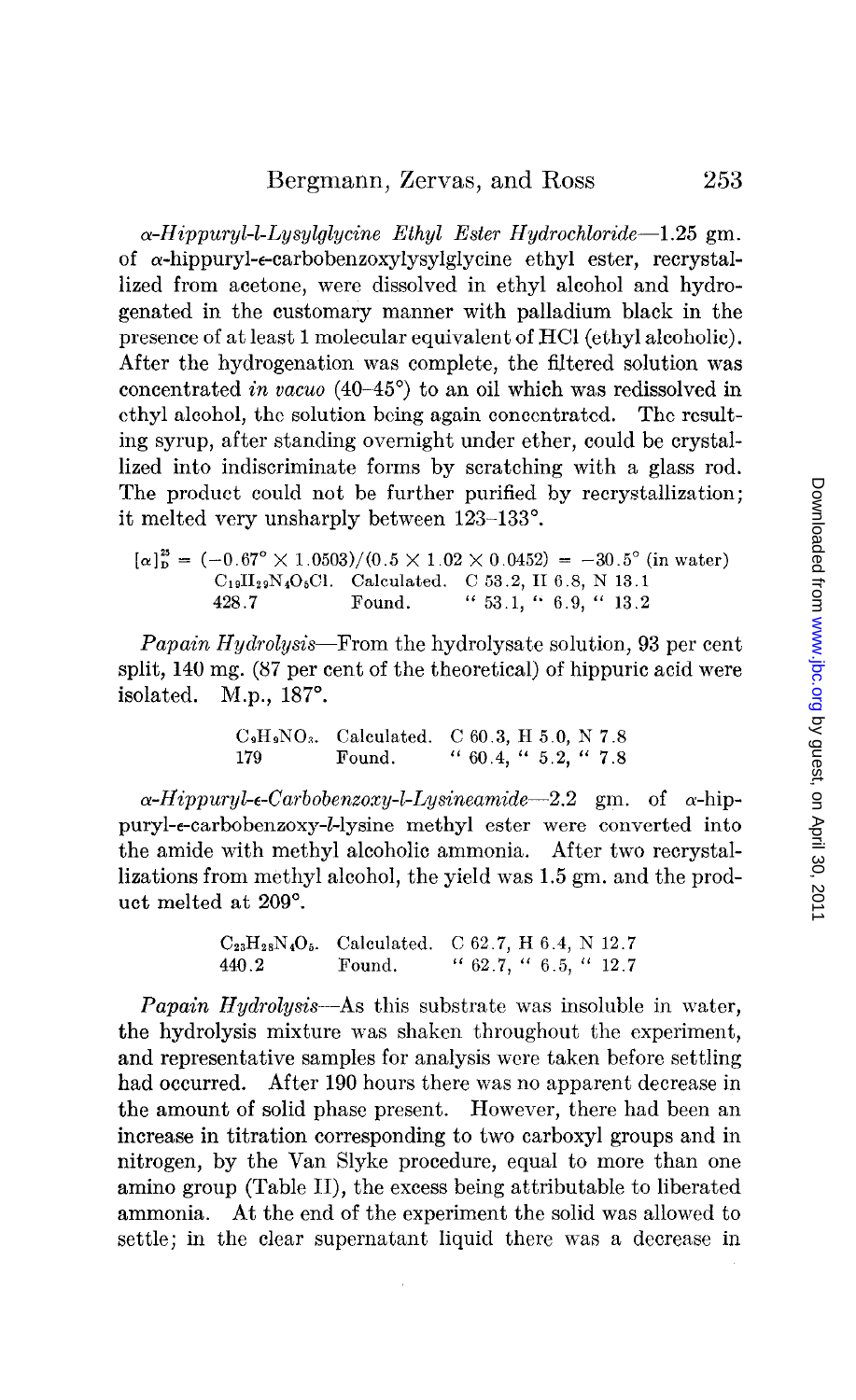*α-Hippuryl-l-Lysylglycine Ethyl Ester Hydrochloride*—1.25 gm. of α-hippuryl-ε-carbobenzoxylysylglycine ethyl ester, recrystallized from acetone, were dissolved in ethyl alcohol and hydrogenated in the customary manner with palladium black in the presence of at least 1 molecular equivalent of HCl (ethyl alcoholic). After the hydrogenation was complete, the filtered solution was concentrated *in vacuo* (40–45°) to an oil which was redissolved in ethyl alcohol, the solution being again concentrated. The resulting syrup, after standing overnight under ether, could be crystallized into indiscriminate forms by scratching with a glass rod. The product could not be further purified by recrystallization; it melted very unsharply between 123–133°.

$$[\alpha]_D^{25} = (-0.67° \times 1.0503)/(0.5 \times 1.02 \times 0.0452) = -30.5° \text{ (in water)}$$

| | | |
|---|---|---|
| $C_{19}H_{29}N_4O_5Cl$. | Calculated. | C 53.2, H 6.8, N 13.1 |
| 428.7 | Found. | " 53.1, " 6.9, " 13.2 |

*Papain Hydrolysis*—From the hydrolysate solution, 93 per cent split, 140 mg. (87 per cent of the theoretical) of hippuric acid were isolated. M.p., 187°.

| | | |
|---|---|---|
| $C_9H_9NO_3$. | Calculated. | C 60.3, H 5.0, N 7.8 |
| 179 | Found. | " 60.4, " 5.2, " 7.8 |

*α-Hippuryl-ε-Carbobenzoxy-l-Lysineamide*—2.2 gm. of α-hippuryl-ε-carbobenzoxy-*l*-lysine methyl ester were converted into the amide with methyl alcoholic ammonia. After two recrystallizations from methyl alcohol, the yield was 1.5 gm. and the product melted at 209°.

| | | |
|---|---|---|
| $C_{23}H_{28}N_4O_5$. | Calculated. | C 62.7, H 6.4, N 12.7 |
| 440.2 | Found. | " 62.7, " 6.5, " 12.7 |

*Papain Hydrolysis*—As this substrate was insoluble in water, the hydrolysis mixture was shaken throughout the experiment, and representative samples for analysis were taken before settling had occurred. After 190 hours there was no apparent decrease in the amount of solid phase present. However, there had been an increase in titration corresponding to two carboxyl groups and in nitrogen, by the Van Slyke procedure, equal to more than one amino group (Table II), the excess being attributable to liberated ammonia. At the end of the experiment the solid was allowed to settle; in the clear supernatant liquid there was a decrease in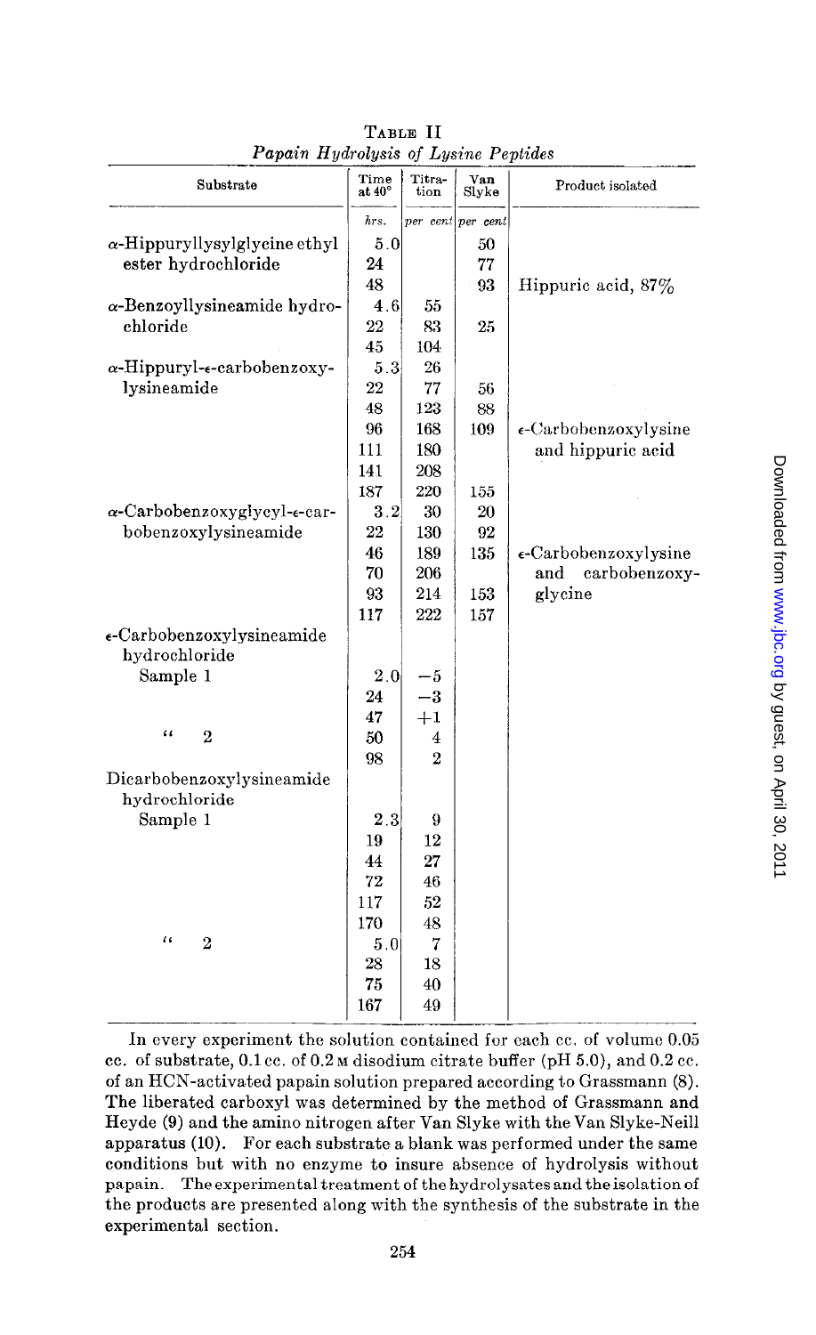TABLE II
*Papain Hydrolysis of Lysine Peptides*

| Substrate | Time at 40° | Titration | Van Slyke | Product isolated |
|---|---|---|---|---|
| | *hrs.* | *per cent* | *per cent* | |
| α-Hippuryllysylglycine ethyl ester hydrochloride | 5.0 | | 50 | |
| | 24 | | 77 | |
| | 48 | | 93 | Hippuric acid, 87% |
| α-Benzoyllysineamide hydrochloride | 4.6 | 55 | | |
| | 22 | 83 | 25 | |
| | 45 | 104 | | |
| α-Hippuryl-ε-carbobenzoxylysineamide | 5.3 | 26 | | |
| | 22 | 77 | 56 | |
| | 48 | 123 | 88 | |
| | 96 | 168 | 109 | ε-Carbobenzoxylysine and hippuric acid |
| | 111 | 180 | | |
| | 141 | 208 | | |
| | 187 | 220 | 155 | |
| α-Carbobenzoxyglycyl-ε-carbobenzoxylysineamide | 3.2 | 30 | 20 | |
| | 22 | 130 | 92 | |
| | 46 | 189 | 135 | ε-Carbobenzoxylysine and carbobenzoxyglycine |
| | 70 | 206 | | |
| | 93 | 214 | 153 | |
| | 117 | 222 | 157 | |
| ε-Carbobenzoxylysineamide hydrochloride | | | | |
| Sample 1 | 2.0 | −5 | | |
| | 24 | −3 | | |
| | 47 | +1 | | |
| " 2 | 50 | 4 | | |
| | 98 | 2 | | |
| Dicarbobenzoxylysineamide hydrochloride | | | | |
| Sample 1 | 2.3 | 9 | | |
| | 19 | 12 | | |
| | 44 | 27 | | |
| | 72 | 46 | | |
| | 117 | 52 | | |
| | 170 | 48 | | |
| " 2 | 5.0 | 7 | | |
| | 28 | 18 | | |
| | 75 | 40 | | |
| | 167 | 49 | | |

In every experiment the solution contained for each cc. of volume 0.05 cc. of substrate, 0.1 cc. of 0.2 M disodium citrate buffer (pH 5.0), and 0.2 cc. of an HCN-activated papain solution prepared according to Grassmann (8). The liberated carboxyl was determined by the method of Grassmann and Heyde (9) and the amino nitrogen after Van Slyke with the Van Slyke-Neill apparatus (10). For each substrate a blank was performed under the same conditions but with no enzyme to insure absence of hydrolysis without papain. The experimental treatment of the hydrolysates and the isolation of the products are presented along with the synthesis of the substrate in the experimental section.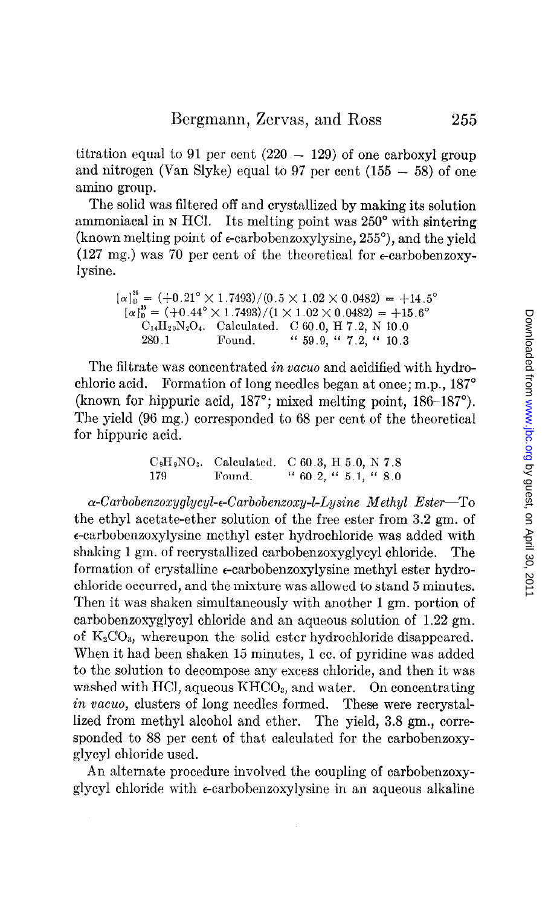titration equal to 91 per cent (220 − 129) of one carboxyl group and nitrogen (Van Slyke) equal to 97 per cent (155 − 58) of one amino group.

The solid was filtered off and crystallized by making its solution ammoniacal in N HCl. Its melting point was 250° with sintering (known melting point of ε-carbobenzoxylysine, 255°), and the yield (127 mg.) was 70 per cent of the theoretical for ε-carbobenzoxylysine.

$$[\alpha]_D^{25} = (+0.21° \times 1.7493)/(0.5 \times 1.02 \times 0.0482) = +14.5°$$
$$[\alpha]_D^{25} = (+0.44° \times 1.7493)/(1 \times 1.02 \times 0.0482) = +15.6°$$

| | | |
|---|---|---|
| $C_{14}H_{20}N_2O_4$. | Calculated. | C 60.0, H 7.2, N 10.0 |
| 280.1 | Found. | " 59.9, " 7.2, " 10.3 |

The filtrate was concentrated *in vacuo* and acidified with hydrochloric acid. Formation of long needles began at once; m.p., 187° (known for hippuric acid, 187°; mixed melting point, 186–187°). The yield (96 mg.) corresponded to 68 per cent of the theoretical for hippuric acid.

| | | |
|---|---|---|
| $C_9H_9NO_3$. | Calculated. | C 60.3, H 5.0, N 7.8 |
| 179 | Found. | " 60.2, " 5.1, " 8.0 |

*α-Carbobenzoxyglycyl-ε-Carbobenzoxy-l-Lysine Methyl Ester*—To the ethyl acetate-ether solution of the free ester from 3.2 gm. of ε-carbobenzoxylysine methyl ester hydrochloride was added with shaking 1 gm. of recrystallized carbobenzoxyglycyl chloride. The formation of crystalline ε-carbobenzoxylysine methyl ester hydrochloride occurred, and the mixture was allowed to stand 5 minutes. Then it was shaken simultaneously with another 1 gm. portion of carbobenzoxyglycyl chloride and an aqueous solution of 1.22 gm. of $K_2CO_3$, whereupon the solid ester hydrochloride disappeared. When it had been shaken 15 minutes, 1 cc. of pyridine was added to the solution to decompose any excess chloride, and then it was washed with HCl, aqueous $KHCO_3$, and water. On concentrating *in vacuo*, clusters of long needles formed. These were recrystallized from methyl alcohol and ether. The yield, 3.8 gm., corresponded to 88 per cent of that calculated for the carbobenzoxyglycyl chloride used.

An alternate procedure involved the coupling of carbobenzoxyglycyl chloride with ε-carbobenzoxylysine in an aqueous alkaline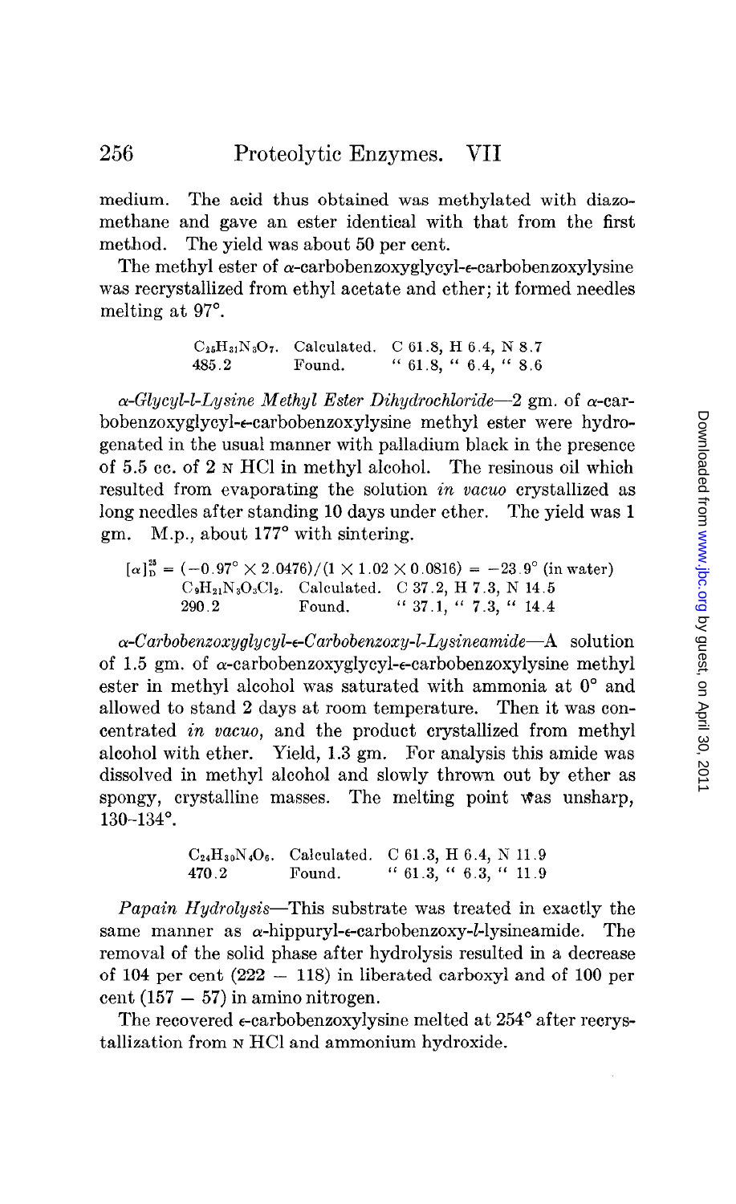medium. The acid thus obtained was methylated with diazomethane and gave an ester identical with that from the first method. The yield was about 50 per cent.

The methyl ester of α-carbobenzoxyglycyl-ε-carbobenzoxylysine was recrystallized from ethyl acetate and ether; it formed needles melting at 97°.

| $C_{25}H_{31}N_3O_7$. | Calculated. | C 61.8, H 6.4, N 8.7 |
|---|---|---|
| 485.2 | Found. | " 61.8, " 6.4, " 8.6 |

*α-Glycyl-l-Lysine Methyl Ester Dihydrochloride*—2 gm. of α-carbobenzoxyglycyl-ε-carbobenzoxylysine methyl ester were hydrogenated in the usual manner with palladium black in the presence of 5.5 cc. of 2 N HCl in methyl alcohol. The resinous oil which resulted from evaporating the solution *in vacuo* crystallized as long needles after standing 10 days under ether. The yield was 1 gm. M.p., about 177° with sintering.

$$[\alpha]_D^{25} = (-0.97° \times 2.0476)/(1 \times 1.02 \times 0.0816) = -23.9° \text{ (in water)}$$

| $C_9H_{21}N_3O_3Cl_2$. | Calculated. | C 37.2, H 7.3, N 14.5 |
|---|---|---|
| 290.2 | Found. | " 37.1, " 7.3, " 14.4 |

*α-Carbobenzoxyglycyl-ε-Carbobenzoxy-l-Lysineamide*—A solution of 1.5 gm. of α-carbobenzoxyglycyl-ε-carbobenzoxylysine methyl ester in methyl alcohol was saturated with ammonia at 0° and allowed to stand 2 days at room temperature. Then it was concentrated *in vacuo*, and the product crystallized from methyl alcohol with ether. Yield, 1.3 gm. For analysis this amide was dissolved in methyl alcohol and slowly thrown out by ether as spongy, crystalline masses. The melting point was unsharp, 130–134°.

| $C_{24}H_{30}N_4O_6$. | Calculated. | C 61.3, H 6.4, N 11.9 |
|---|---|---|
| 470.2 | Found. | " 61.3, " 6.3, " 11.9 |

*Papain Hydrolysis*—This substrate was treated in exactly the same manner as α-hippuryl-ε-carbobenzoxy-*l*-lysineamide. The removal of the solid phase after hydrolysis resulted in a decrease of 104 per cent (222 − 118) in liberated carboxyl and of 100 per cent (157 − 57) in amino nitrogen.

The recovered ε-carbobenzoxylysine melted at 254° after recrystallization from N HCl and ammonium hydroxide.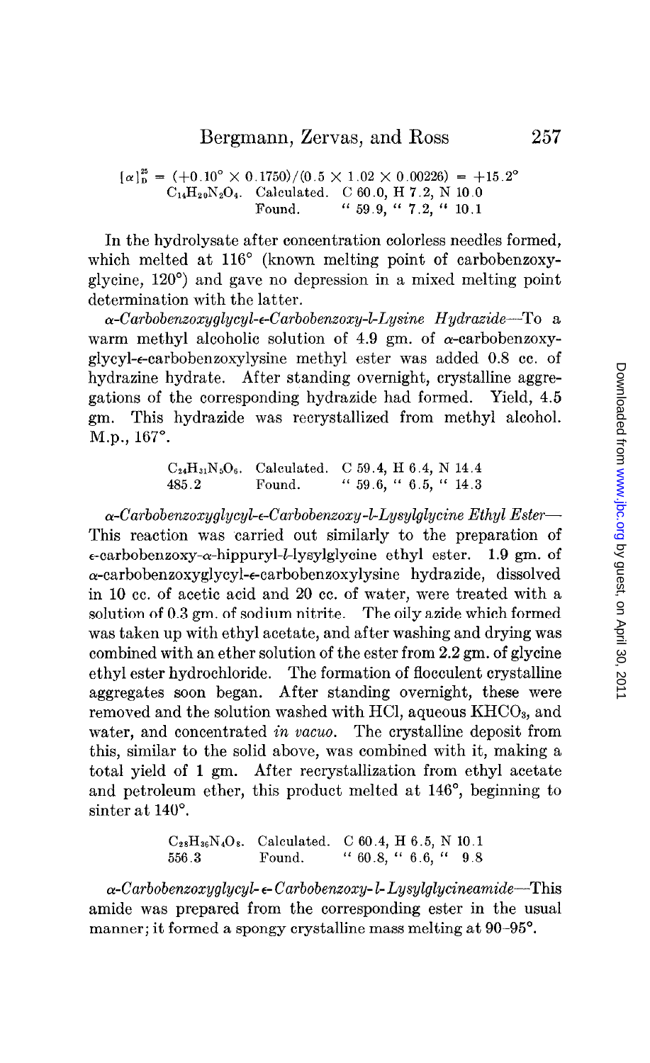$$[\alpha]^{25}_{D} = (+0.10° \times 0.1750)/(0.5 \times 1.02 \times 0.00226) = +15.2°$$

$C_{14}H_{20}N_2O_4$. Calculated. C 60.0, H 7.2, N 10.0
Found. " 59.9, " 7.2, " 10.1

In the hydrolysate after concentration colorless needles formed, which melted at 116° (known melting point of carbobenzoxyglycine, 120°) and gave no depression in a mixed melting point determination with the latter.

*α-Carbobenzoxyglycyl-ε-Carbobenzoxy-l-Lysine Hydrazide*—To a warm methyl alcoholic solution of 4.9 gm. of α-carbobenzoxyglycyl-ε-carbobenzoxylysine methyl ester was added 0.8 cc. of hydrazine hydrate. After standing overnight, crystalline aggregations of the corresponding hydrazide had formed. Yield, 4.5 gm. This hydrazide was recrystallized from methyl alcohol. M.p., 167°.

$C_{24}H_{31}N_5O_6$. Calculated. C 59.4, H 6.4, N 14.4
485.2 Found. " 59.6, " 6.5, " 14.3

*α-Carbobenzoxyglycyl-ε-Carbobenzoxy-l-Lysylglycine Ethyl Ester*—This reaction was carried out similarly to the preparation of ε-carbobenzoxy-α-hippuryl-*l*-lysylglycine ethyl ester. 1.9 gm. of α-carbobenzoxyglycyl-ε-carbobenzoxylysine hydrazide, dissolved in 10 cc. of acetic acid and 20 cc. of water, were treated with a solution of 0.3 gm. of sodium nitrite. The oily azide which formed was taken up with ethyl acetate, and after washing and drying was combined with an ether solution of the ester from 2.2 gm. of glycine ethyl ester hydrochloride. The formation of flocculent crystalline aggregates soon began. After standing overnight, these were removed and the solution washed with HCl, aqueous $KHCO_3$, and water, and concentrated *in vacuo*. The crystalline deposit from this, similar to the solid above, was combined with it, making a total yield of 1 gm. After recrystallization from ethyl acetate and petroleum ether, this product melted at 146°, beginning to sinter at 140°.

$C_{28}H_{36}N_4O_8$. Calculated. C 60.4, H 6.5, N 10.1
556.3 Found. " 60.8, " 6.6, " 9.8

*α-Carbobenzoxyglycyl-ε-Carbobenzoxy-l-Lysylglycineamide*—This amide was prepared from the corresponding ester in the usual manner; it formed a spongy crystalline mass melting at 90–95°.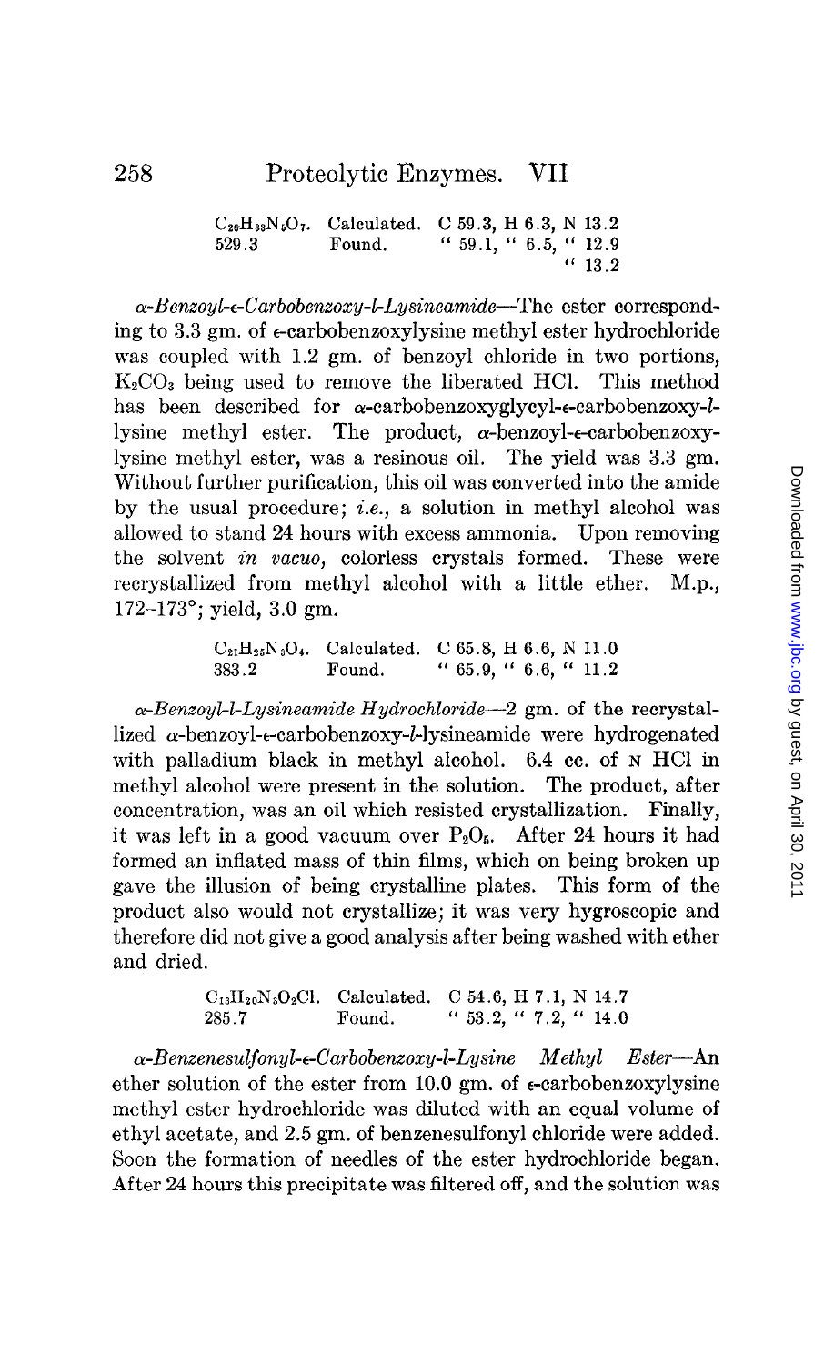| $C_{26}H_{33}N_5O_7$. | Calculated. | C 59.3, H 6.3, N 13.2 |
| --- | --- | --- |
| 529.3 | Found. | " 59.1, " 6.5, " 12.9 |
| | | " 13.2 |

*α-Benzoyl-ε-Carbobenzoxy-l-Lysineamide*—The ester corresponding to 3.3 gm. of ε-carbobenzoxylysine methyl ester hydrochloride was coupled with 1.2 gm. of benzoyl chloride in two portions, $K_2CO_3$ being used to remove the liberated HCl. This method has been described for α-carbobenzoxyglycyl-ε-carbobenzoxy-*l*-lysine methyl ester. The product, α-benzoyl-ε-carbobenzoxylysine methyl ester, was a resinous oil. The yield was 3.3 gm. Without further purification, this oil was converted into the amide by the usual procedure; *i.e.*, a solution in methyl alcohol was allowed to stand 24 hours with excess ammonia. Upon removing the solvent *in vacuo*, colorless crystals formed. These were recrystallized from methyl alcohol with a little ether. M.p., 172–173°; yield, 3.0 gm.

| $C_{21}H_{25}N_3O_4$. | Calculated. | C 65.8, H 6.6, N 11.0 |
| --- | --- | --- |
| 383.2 | Found. | " 65.9, " 6.6, " 11.2 |

*α-Benzoyl-l-Lysineamide Hydrochloride*—2 gm. of the recrystallized α-benzoyl-ε-carbobenzoxy-*l*-lysineamide were hydrogenated with palladium black in methyl alcohol. 6.4 cc. of N HCl in methyl alcohol were present in the solution. The product, after concentration, was an oil which resisted crystallization. Finally, it was left in a good vacuum over $P_2O_5$. After 24 hours it had formed an inflated mass of thin films, which on being broken up gave the illusion of being crystalline plates. This form of the product also would not crystallize; it was very hygroscopic and therefore did not give a good analysis after being washed with ether and dried.

| $C_{13}H_{20}N_3O_2Cl$. | Calculated. | C 54.6, H 7.1, N 14.7 |
| --- | --- | --- |
| 285.7 | Found. | " 53.2, " 7.2, " 14.0 |

*α-Benzenesulfonyl-ε-Carbobenzoxy-l-Lysine Methyl Ester*—An ether solution of the ester from 10.0 gm. of ε-carbobenzoxylysine methyl ester hydrochloride was diluted with an equal volume of ethyl acetate, and 2.5 gm. of benzenesulfonyl chloride were added. Soon the formation of needles of the ester hydrochloride began. After 24 hours this precipitate was filtered off, and the solution was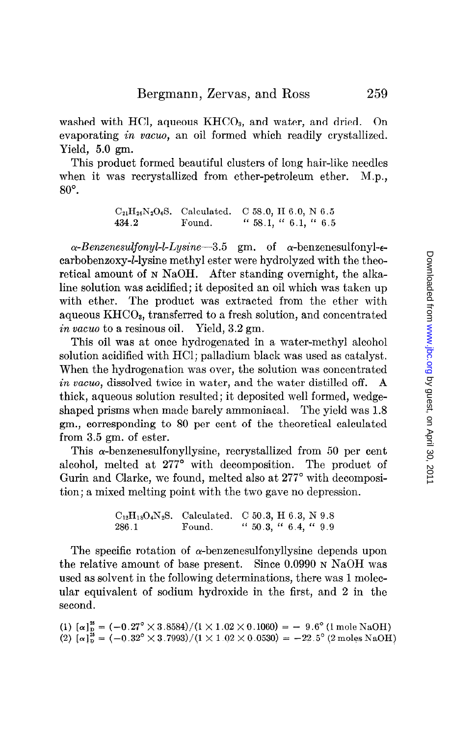washed with HCl, aqueous $KHCO_3$, and water, and dried. On evaporating *in vacuo*, an oil formed which readily crystallized. Yield, 5.0 gm.

This product formed beautiful clusters of long hair-like needles when it was recrystallized from ether-petroleum ether. M.p., 80°.

| $C_{21}H_{26}N_2O_6S$. | Calculated. | C 58.0, H 6.0, N 6.5 |
|---|---|---|
| 434.2 | Found. | " 58.1, " 6.1, " 6.5 |

*α-Benzenesulfonyl-l-Lysine*—3.5 gm. of α-benzenesulfonyl-ε-carbobenzoxy-*l*-lysine methyl ester were hydrolyzed with the theoretical amount of N NaOH. After standing overnight, the alkaline solution was acidified; it deposited an oil which was taken up with ether. The product was extracted from the ether with aqueous $KHCO_3$, transferred to a fresh solution, and concentrated *in vacuo* to a resinous oil. Yield, 3.2 gm.

This oil was at once hydrogenated in a water-methyl alcohol solution acidified with HCl; palladium black was used as catalyst. When the hydrogenation was over, the solution was concentrated *in vacuo*, dissolved twice in water, and the water distilled off. A thick, aqueous solution resulted; it deposited well formed, wedge-shaped prisms when made barely ammoniacal. The yield was 1.8 gm., corresponding to 80 per cent of the theoretical calculated from 3.5 gm. of ester.

This α-benzenesulfonyllysine, recrystallized from 50 per cent alcohol, melted at 277° with decomposition. The product of Gurin and Clarke, we found, melted also at 277° with decomposition; a mixed melting point with the two gave no depression.

| $C_{12}H_{18}O_4N_2S$. | Calculated. | C 50.3, H 6.3, N 9.8 |
|---|---|---|
| 286.1 | Found. | " 50.3, " 6.4, " 9.9 |

The specific rotation of α-benzenesulfonyllysine depends upon the relative amount of base present. Since 0.0990 N NaOH was used as solvent in the following determinations, there was 1 molecular equivalent of sodium hydroxide in the first, and 2 in the second.

(1) $[\alpha]_D^{25} = (-0.27° \times 3.8584)/(1 \times 1.02 \times 0.1060) = -9.6°$ (1 mole NaOH)

(2) $[\alpha]_D^{25} = (-0.32° \times 3.7993)/(1 \times 1.02 \times 0.0530) = -22.5°$ (2 moles NaOH)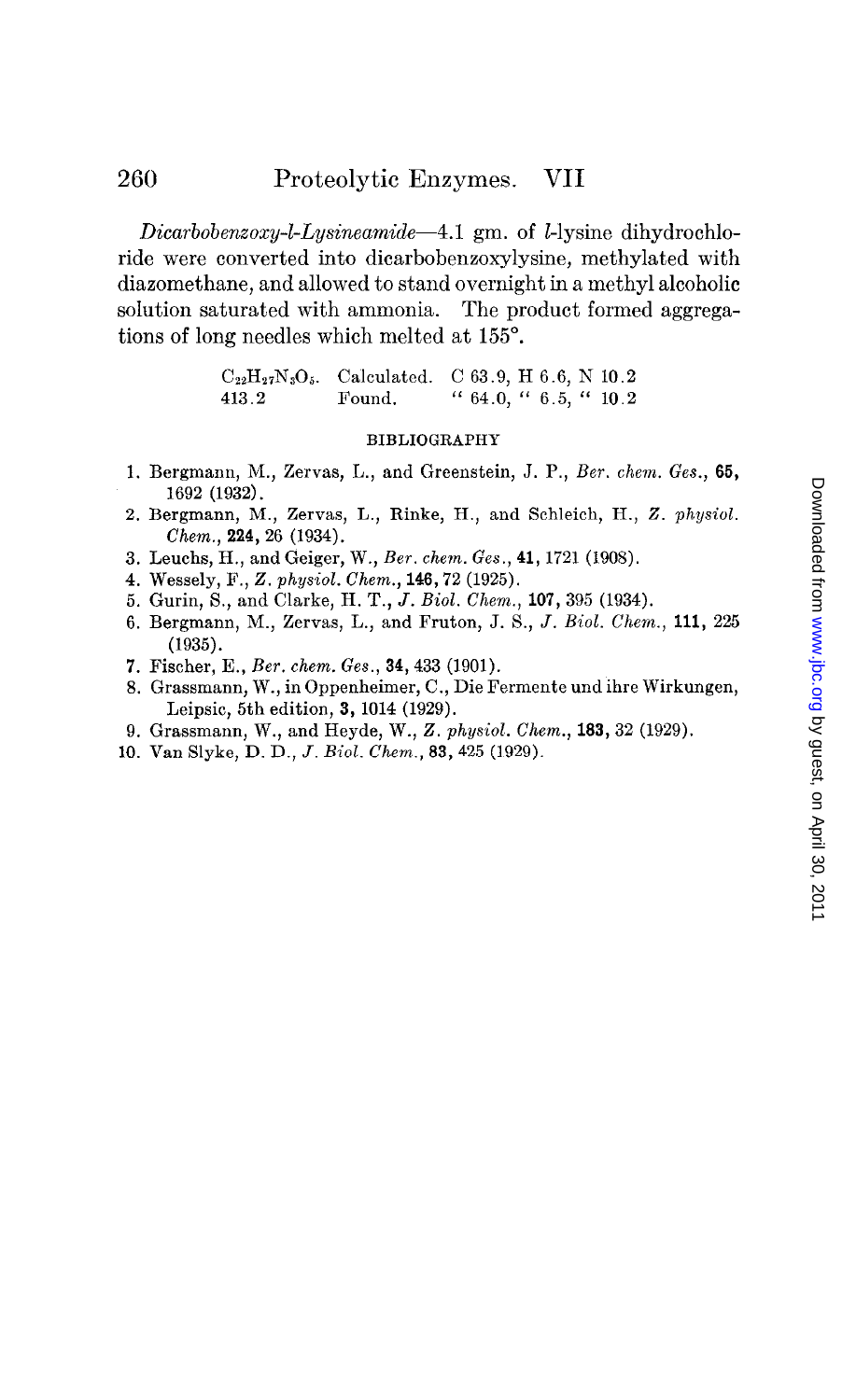*Dicarbobenzoxy-l-Lysineamide*—4.1 gm. of *l*-lysine dihydrochloride were converted into dicarbobenzoxylysine, methylated with diazomethane, and allowed to stand overnight in a methyl alcoholic solution saturated with ammonia. The product formed aggregations of long needles which melted at 155°.

| | | |
|---|---|---|
| $C_{22}H_{27}N_3O_5$. | Calculated. | C 63.9, H 6.6, N 10.2 |
| 413.2 | Found. | " 64.0, " 6.5, " 10.2 |

## BIBLIOGRAPHY

1. Bergmann, M., Zervas, L., and Greenstein, J. P., *Ber. chem. Ges.*, **65**, 1692 (1932).
2. Bergmann, M., Zervas, L., Rinke, H., and Schleich, H., *Z. physiol. Chem.*, **224**, 26 (1934).
3. Leuchs, H., and Geiger, W., *Ber. chem. Ges.*, **41**, 1721 (1908).
4. Wessely, F., *Z. physiol. Chem.*, **146**, 72 (1925).
5. Gurin, S., and Clarke, H. T., *J. Biol. Chem.*, **107**, 395 (1934).
6. Bergmann, M., Zervas, L., and Fruton, J. S., *J. Biol. Chem.*, **111**, 225 (1935).
7. Fischer, E., *Ber. chem. Ges.*, **34**, 433 (1901).
8. Grassmann, W., in Oppenheimer, C., Die Fermente und ihre Wirkungen, Leipsic, 5th edition, **3**, 1014 (1929).
9. Grassmann, W., and Heyde, W., *Z. physiol. Chem.*, **183**, 32 (1929).
10. Van Slyke, D. D., *J. Biol. Chem.*, **83**, 425 (1929).